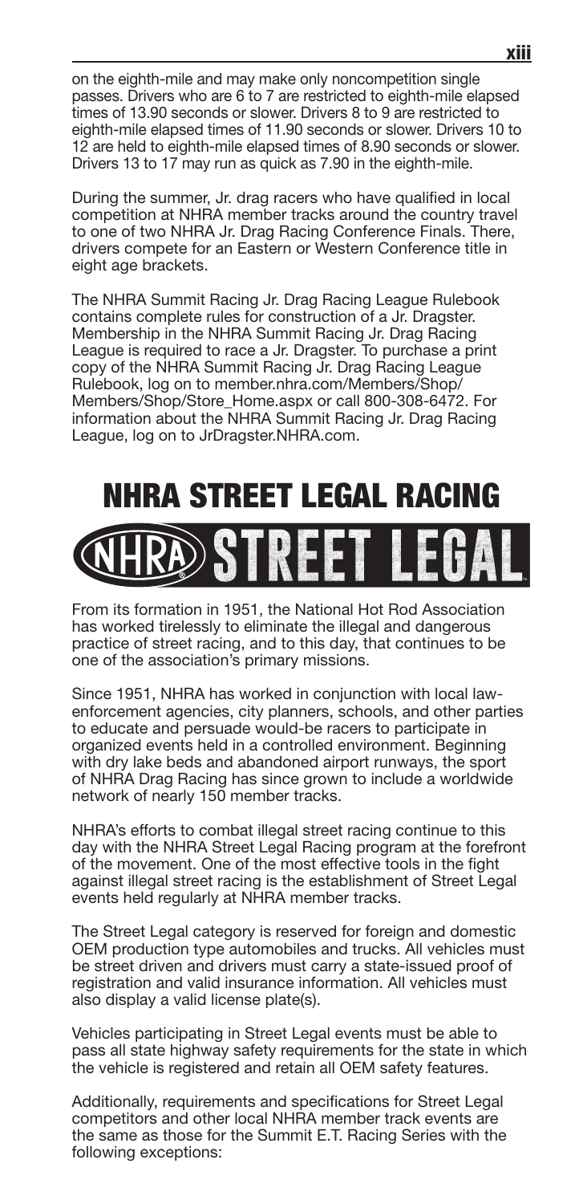on the eighth-mile and may make only noncompetition single passes. Drivers who are 6 to 7 are restricted to eighth-mile elapsed times of 13.90 seconds or slower. Drivers 8 to 9 are restricted to eighth-mile elapsed times of 11.90 seconds or slower. Drivers 10 to 12 are held to eighth-mile elapsed times of 8.90 seconds or slower. Drivers 13 to 17 may run as quick as 7.90 in the eighth-mile.

During the summer, Jr. drag racers who have qualified in local competition at NHRA member tracks around the country travel to one of two NHRA Jr. Drag Racing Conference Finals. There, drivers compete for an Eastern or Western Conference title in eight age brackets.

The NHRA Summit Racing Jr. Drag Racing League Rulebook contains complete rules for construction of a Jr. Dragster. Membership in the NHRA Summit Racing Jr. Drag Racing League is required to race a Jr. Dragster. To purchase a print copy of the NHRA Summit Racing Jr. Drag Racing League Rulebook, log on to member.nhra.com/Members/Shop/Members/Shop/Store_Home.aspx or call 800-308-6472. For information about the NHRA Summit Racing Jr. Drag Racing League, log on to JrDragster.NHRA.com.

# NHRA STREET LEGAL RACING

NHRA STREET LEGAL

From its formation in 1951, the National Hot Rod Association has worked tirelessly to eliminate the illegal and dangerous practice of street racing, and to this day, that continues to be one of the association's primary missions.

Since 1951, NHRA has worked in conjunction with local law-enforcement agencies, city planners, schools, and other parties to educate and persuade would-be racers to participate in organized events held in a controlled environment. Beginning with dry lake beds and abandoned airport runways, the sport of NHRA Drag Racing has since grown to include a worldwide network of nearly 150 member tracks.

NHRA's efforts to combat illegal street racing continue to this day with the NHRA Street Legal Racing program at the forefront of the movement. One of the most effective tools in the fight against illegal street racing is the establishment of Street Legal events held regularly at NHRA member tracks.

The Street Legal category is reserved for foreign and domestic OEM production type automobiles and trucks. All vehicles must be street driven and drivers must carry a state-issued proof of registration and valid insurance information. All vehicles must also display a valid license plate(s).

Vehicles participating in Street Legal events must be able to pass all state highway safety requirements for the state in which the vehicle is registered and retain all OEM safety features.

Additionally, requirements and specifications for Street Legal competitors and other local NHRA member track events are the same as those for the Summit E.T. Racing Series with the following exceptions: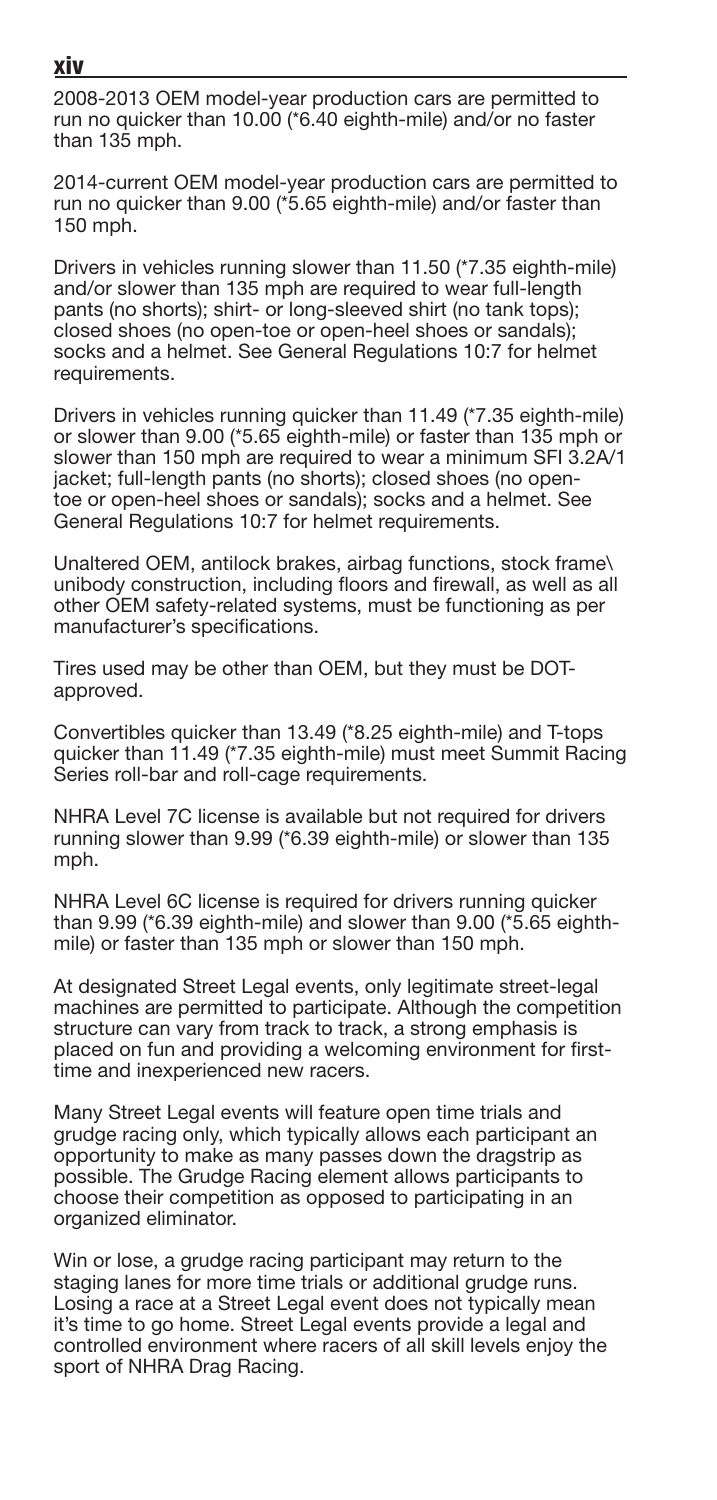2008-2013 OEM model-year production cars are permitted to run no quicker than 10.00 (*6.40 eighth-mile) and/or no faster than 135 mph.

2014-current OEM model-year production cars are permitted to run no quicker than 9.00 (*5.65 eighth-mile) and/or faster than 150 mph.

Drivers in vehicles running slower than 11.50 (*7.35 eighth-mile) and/or slower than 135 mph are required to wear full-length pants (no shorts); shirt- or long-sleeved shirt (no tank tops); closed shoes (no open-toe or open-heel shoes or sandals); socks and a helmet. See General Regulations 10:7 for helmet requirements.

Drivers in vehicles running quicker than 11.49 (*7.35 eighth-mile) or slower than 9.00 (*5.65 eighth-mile) or faster than 135 mph or slower than 150 mph are required to wear a minimum SFI 3.2A/1 jacket; full-length pants (no shorts); closed shoes (no open-toe or open-heel shoes or sandals); socks and a helmet. See General Regulations 10:7 for helmet requirements.

Unaltered OEM, antilock brakes, airbag functions, stock frame\ unibody construction, including floors and firewall, as well as all other OEM safety-related systems, must be functioning as per manufacturer's specifications.

Tires used may be other than OEM, but they must be DOT-approved.

Convertibles quicker than 13.49 (*8.25 eighth-mile) and T-tops quicker than 11.49 (*7.35 eighth-mile) must meet Summit Racing Series roll-bar and roll-cage requirements.

NHRA Level 7C license is available but not required for drivers running slower than 9.99 (*6.39 eighth-mile) or slower than 135 mph.

NHRA Level 6C license is required for drivers running quicker than 9.99 (*6.39 eighth-mile) and slower than 9.00 (*5.65 eighth-mile) or faster than 135 mph or slower than 150 mph.

At designated Street Legal events, only legitimate street-legal machines are permitted to participate. Although the competition structure can vary from track to track, a strong emphasis is placed on fun and providing a welcoming environment for first-time and inexperienced new racers.

Many Street Legal events will feature open time trials and grudge racing only, which typically allows each participant an opportunity to make as many passes down the dragstrip as possible. The Grudge Racing element allows participants to choose their competition as opposed to participating in an organized eliminator.

Win or lose, a grudge racing participant may return to the staging lanes for more time trials or additional grudge runs. Losing a race at a Street Legal event does not typically mean it's time to go home. Street Legal events provide a legal and controlled environment where racers of all skill levels enjoy the sport of NHRA Drag Racing.